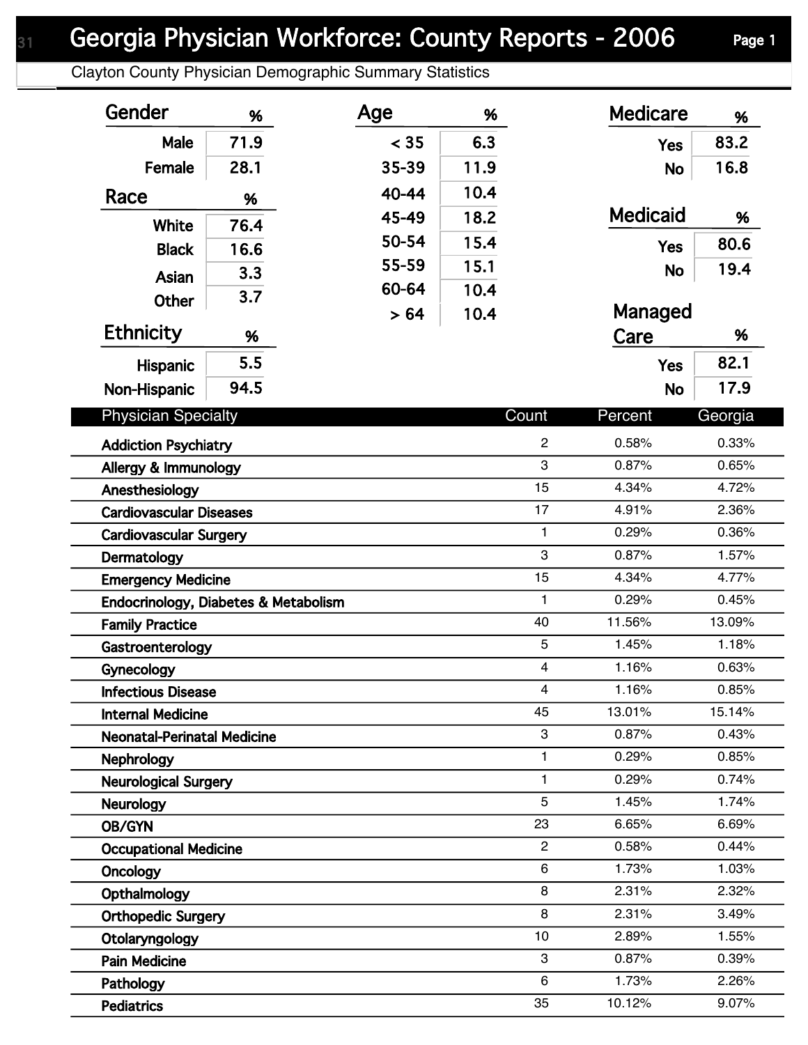# Georgia Physician Workforce: County Reports - 2006

## Clayton County Physician Demographic Summary Statistics

### Gender

| Gender | % |
|---|---|
| Male | 71.9 |
| Female | 28.1 |

### Race

| Race | % |
|---|---|
| White | 76.4 |
| Black | 16.6 |
| Asian | 3.3 |
| Other | 3.7 |

### Ethnicity

| Ethnicity | % |
|---|---|
| Hispanic | 5.5 |
| Non-Hispanic | 94.5 |

### Age

| Age | % |
|---|---|
| < 35 | 6.3 |
| 35-39 | 11.9 |
| 40-44 | 10.4 |
| 45-49 | 18.2 |
| 50-54 | 15.4 |
| 55-59 | 15.1 |
| 60-64 | 10.4 |
| > 64 | 10.4 |

### Medicare

| Medicare | % |
|---|---|
| Yes | 83.2 |
| No | 16.8 |

### Medicaid

| Medicaid | % |
|---|---|
| Yes | 80.6 |
| No | 19.4 |

### Managed Care

| Managed Care | % |
|---|---|
| Yes | 82.1 |
| No | 17.9 |

### Physician Specialty

| Physician Specialty | Count | Percent | Georgia |
|---|---|---|---|
| Addiction Psychiatry | 2 | 0.58% | 0.33% |
| Allergy & Immunology | 3 | 0.87% | 0.65% |
| Anesthesiology | 15 | 4.34% | 4.72% |
| Cardiovascular Diseases | 17 | 4.91% | 2.36% |
| Cardiovascular Surgery | 1 | 0.29% | 0.36% |
| Dermatology | 3 | 0.87% | 1.57% |
| Emergency Medicine | 15 | 4.34% | 4.77% |
| Endocrinology, Diabetes & Metabolism | 1 | 0.29% | 0.45% |
| Family Practice | 40 | 11.56% | 13.09% |
| Gastroenterology | 5 | 1.45% | 1.18% |
| Gynecology | 4 | 1.16% | 0.63% |
| Infectious Disease | 4 | 1.16% | 0.85% |
| Internal Medicine | 45 | 13.01% | 15.14% |
| Neonatal-Perinatal Medicine | 3 | 0.87% | 0.43% |
| Nephrology | 1 | 0.29% | 0.85% |
| Neurological Surgery | 1 | 0.29% | 0.74% |
| Neurology | 5 | 1.45% | 1.74% |
| OB/GYN | 23 | 6.65% | 6.69% |
| Occupational Medicine | 2 | 0.58% | 0.44% |
| Oncology | 6 | 1.73% | 1.03% |
| Opthalmology | 8 | 2.31% | 2.32% |
| Orthopedic Surgery | 8 | 2.31% | 3.49% |
| Otolaryngology | 10 | 2.89% | 1.55% |
| Pain Medicine | 3 | 0.87% | 0.39% |
| Pathology | 6 | 1.73% | 2.26% |
| Pediatrics | 35 | 10.12% | 9.07% |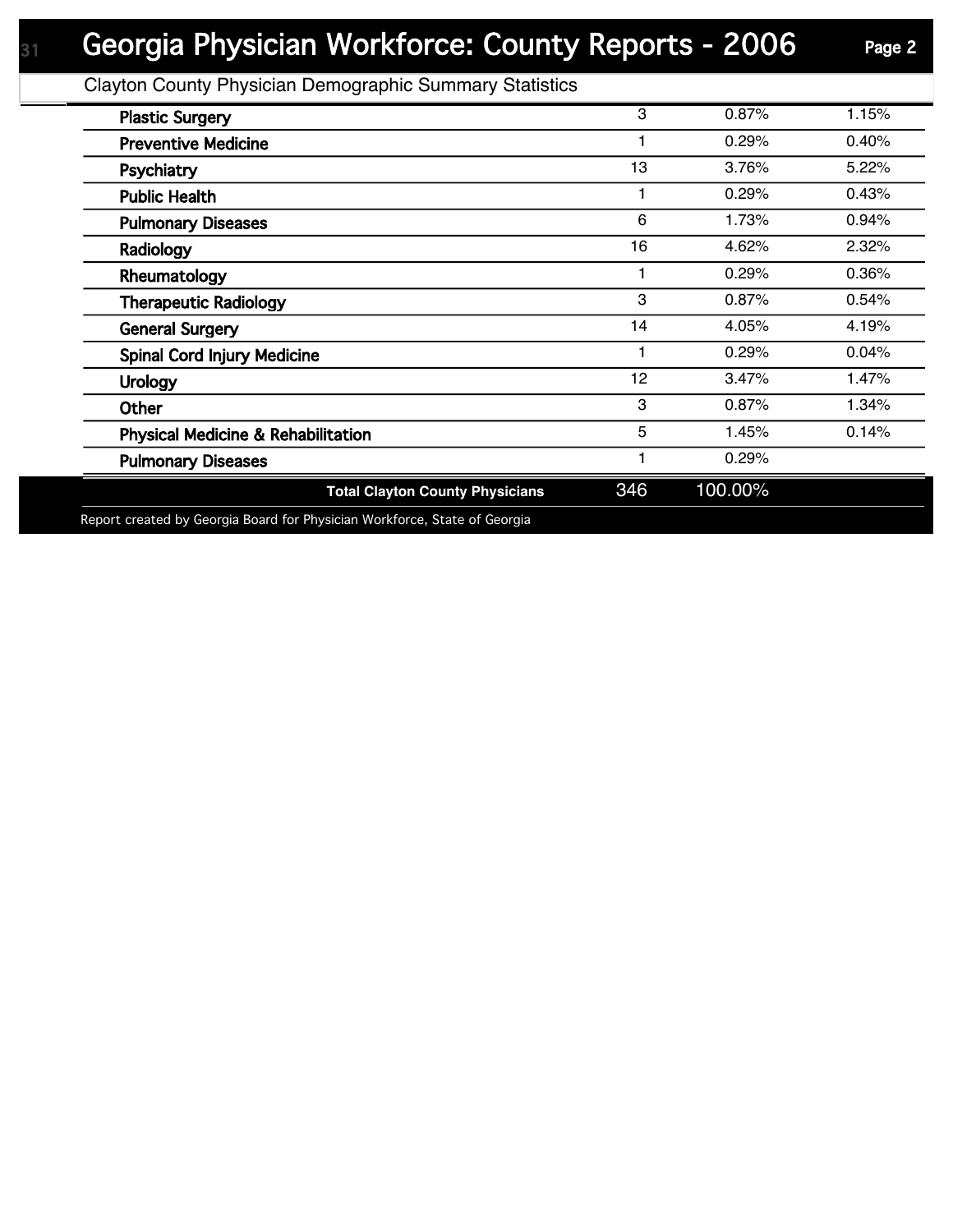## Clayton County Physician Demographic Summary Statistics

| | | | |
|---|---|---|---|
| **Plastic Surgery** | 3 | 0.87% | 1.15% |
| **Preventive Medicine** | 1 | 0.29% | 0.40% |
| **Psychiatry** | 13 | 3.76% | 5.22% |
| **Public Health** | 1 | 0.29% | 0.43% |
| **Pulmonary Diseases** | 6 | 1.73% | 0.94% |
| **Radiology** | 16 | 4.62% | 2.32% |
| **Rheumatology** | 1 | 0.29% | 0.36% |
| **Therapeutic Radiology** | 3 | 0.87% | 0.54% |
| **General Surgery** | 14 | 4.05% | 4.19% |
| **Spinal Cord Injury Medicine** | 1 | 0.29% | 0.04% |
| **Urology** | 12 | 3.47% | 1.47% |
| **Other** | 3 | 0.87% | 1.34% |
| **Physical Medicine & Rehabilitation** | 5 | 1.45% | 0.14% |
| **Pulmonary Diseases** | 1 | 0.29% | |
| **Total Clayton County Physicians** | 346 | 100.00% | |

Report created by Georgia Board for Physician Workforce, State of Georgia